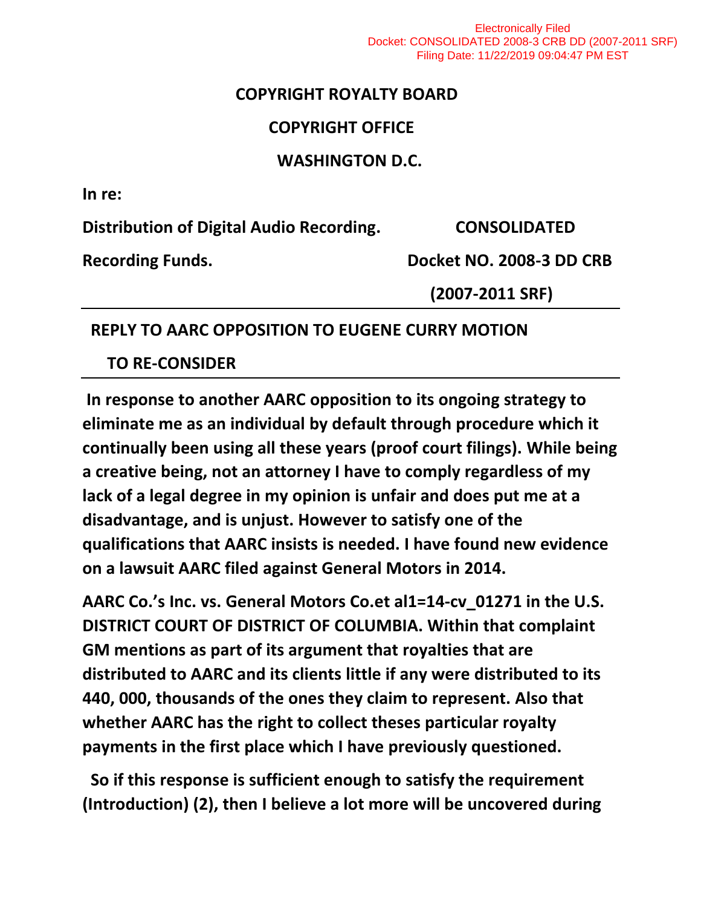Electronically Filed
Docket: CONSOLIDATED 2008-3 CRB DD (2007-2011 SRF)
Filing Date: 11/22/2019 09:04:47 PM EST

**COPYRIGHT ROYALTY BOARD**

**COPYRIGHT OFFICE**

**WASHINGTON D.C.**

**In re:**

| | |
|---|---|
| **Distribution of Digital Audio Recording.** | **CONSOLIDATED** |
| **Recording Funds.** | **Docket NO. 2008-3 DD CRB** |
| | **(2007-2011 SRF)** |

**REPLY TO AARC OPPOSITION TO EUGENE CURRY MOTION TO RE-CONSIDER**

**In response to another AARC opposition to its ongoing strategy to eliminate me as an individual by default through procedure which it continually been using all these years (proof court filings). While being a creative being, not an attorney I have to comply regardless of my lack of a legal degree in my opinion is unfair and does put me at a disadvantage, and is unjust. However to satisfy one of the qualifications that AARC insists is needed. I have found new evidence on a lawsuit AARC filed against General Motors in 2014.**

**AARC Co.'s Inc. vs. General Motors Co.et al1=14-cv_01271 in the U.S. DISTRICT COURT OF DISTRICT OF COLUMBIA. Within that complaint GM mentions as part of its argument that royalties that are distributed to AARC and its clients little if any were distributed to its 440, 000, thousands of the ones they claim to represent. Also that whether AARC has the right to collect theses particular royalty payments in the first place which I have previously questioned.**

**So if this response is sufficient enough to satisfy the requirement (Introduction) (2), then I believe a lot more will be uncovered during**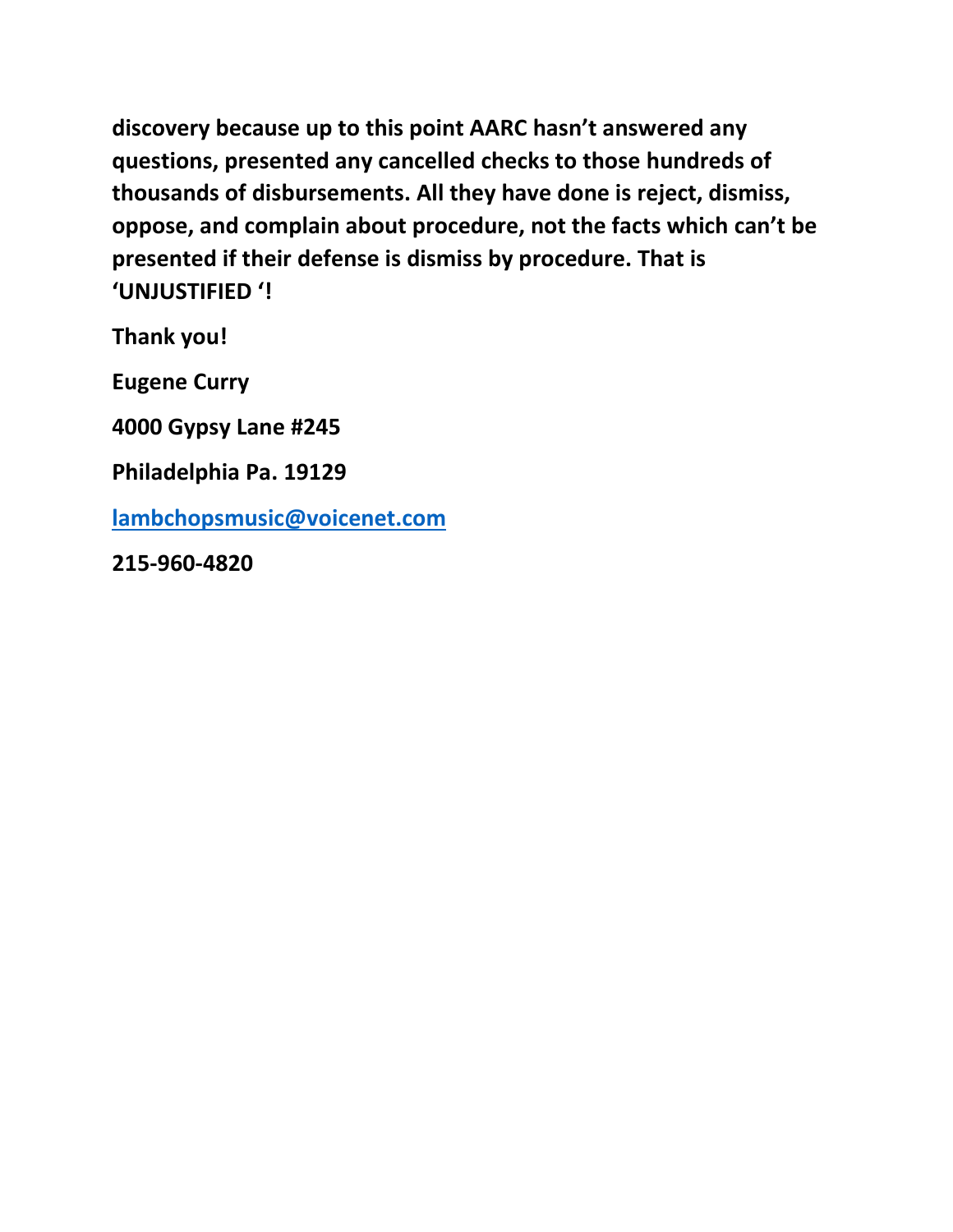**discovery because up to this point AARC hasn't answered any questions, presented any cancelled checks to those hundreds of thousands of disbursements. All they have done is reject, dismiss, oppose, and complain about procedure, not the facts which can't be presented if their defense is dismiss by procedure. That is 'UNJUSTIFIED '!**

**Thank you!**

**Eugene Curry**

**4000 Gypsy Lane #245**

**Philadelphia Pa. 19129**

**lambchopsmusic@voicenet.com**

**215-960-4820**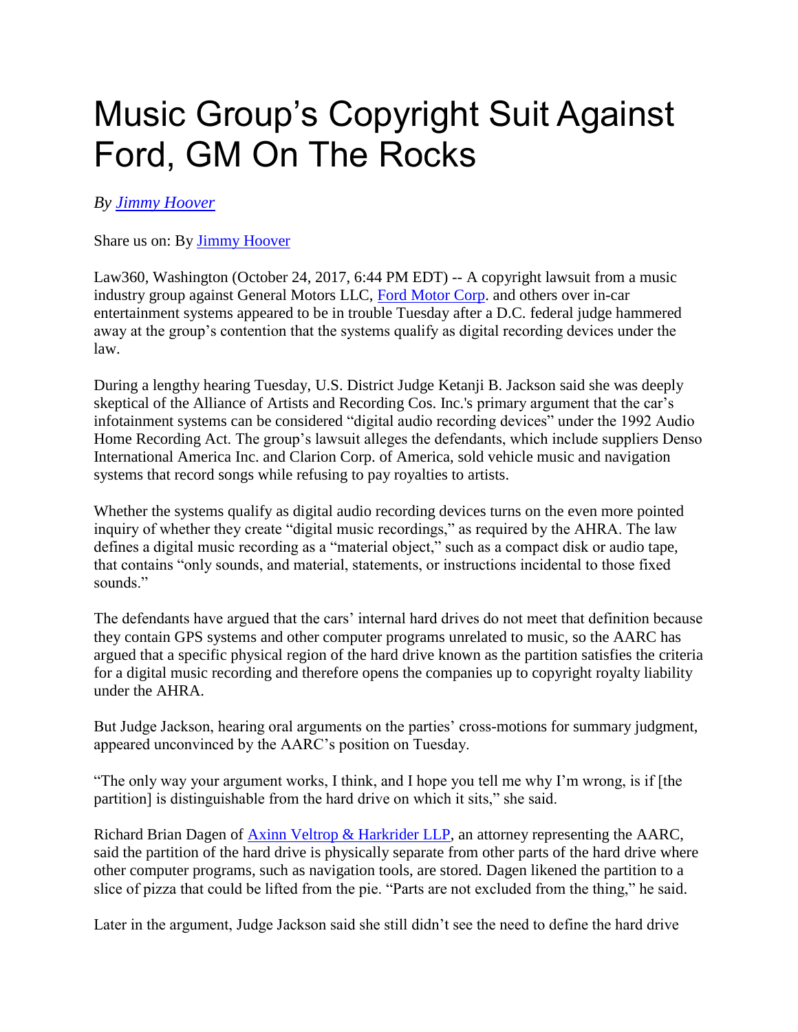# Music Group's Copyright Suit Against Ford, GM On The Rocks

*By [Jimmy Hoover](#)*

Share us on: By [Jimmy Hoover](#)

Law360, Washington (October 24, 2017, 6:44 PM EDT) -- A copyright lawsuit from a music industry group against General Motors LLC, [Ford Motor Corp](#). and others over in-car entertainment systems appeared to be in trouble Tuesday after a D.C. federal judge hammered away at the group's contention that the systems qualify as digital recording devices under the law.

During a lengthy hearing Tuesday, U.S. District Judge Ketanji B. Jackson said she was deeply skeptical of the Alliance of Artists and Recording Cos. Inc.'s primary argument that the car's infotainment systems can be considered "digital audio recording devices" under the 1992 Audio Home Recording Act. The group's lawsuit alleges the defendants, which include suppliers Denso International America Inc. and Clarion Corp. of America, sold vehicle music and navigation systems that record songs while refusing to pay royalties to artists.

Whether the systems qualify as digital audio recording devices turns on the even more pointed inquiry of whether they create "digital music recordings," as required by the AHRA. The law defines a digital music recording as a "material object," such as a compact disk or audio tape, that contains "only sounds, and material, statements, or instructions incidental to those fixed sounds."

The defendants have argued that the cars' internal hard drives do not meet that definition because they contain GPS systems and other computer programs unrelated to music, so the AARC has argued that a specific physical region of the hard drive known as the partition satisfies the criteria for a digital music recording and therefore opens the companies up to copyright royalty liability under the AHRA.

But Judge Jackson, hearing oral arguments on the parties' cross-motions for summary judgment, appeared unconvinced by the AARC's position on Tuesday.

"The only way your argument works, I think, and I hope you tell me why I'm wrong, is if [the partition] is distinguishable from the hard drive on which it sits," she said.

Richard Brian Dagen of [Axinn Veltrop & Harkrider LLP](#), an attorney representing the AARC, said the partition of the hard drive is physically separate from other parts of the hard drive where other computer programs, such as navigation tools, are stored. Dagen likened the partition to a slice of pizza that could be lifted from the pie. "Parts are not excluded from the thing," he said.

Later in the argument, Judge Jackson said she still didn't see the need to define the hard drive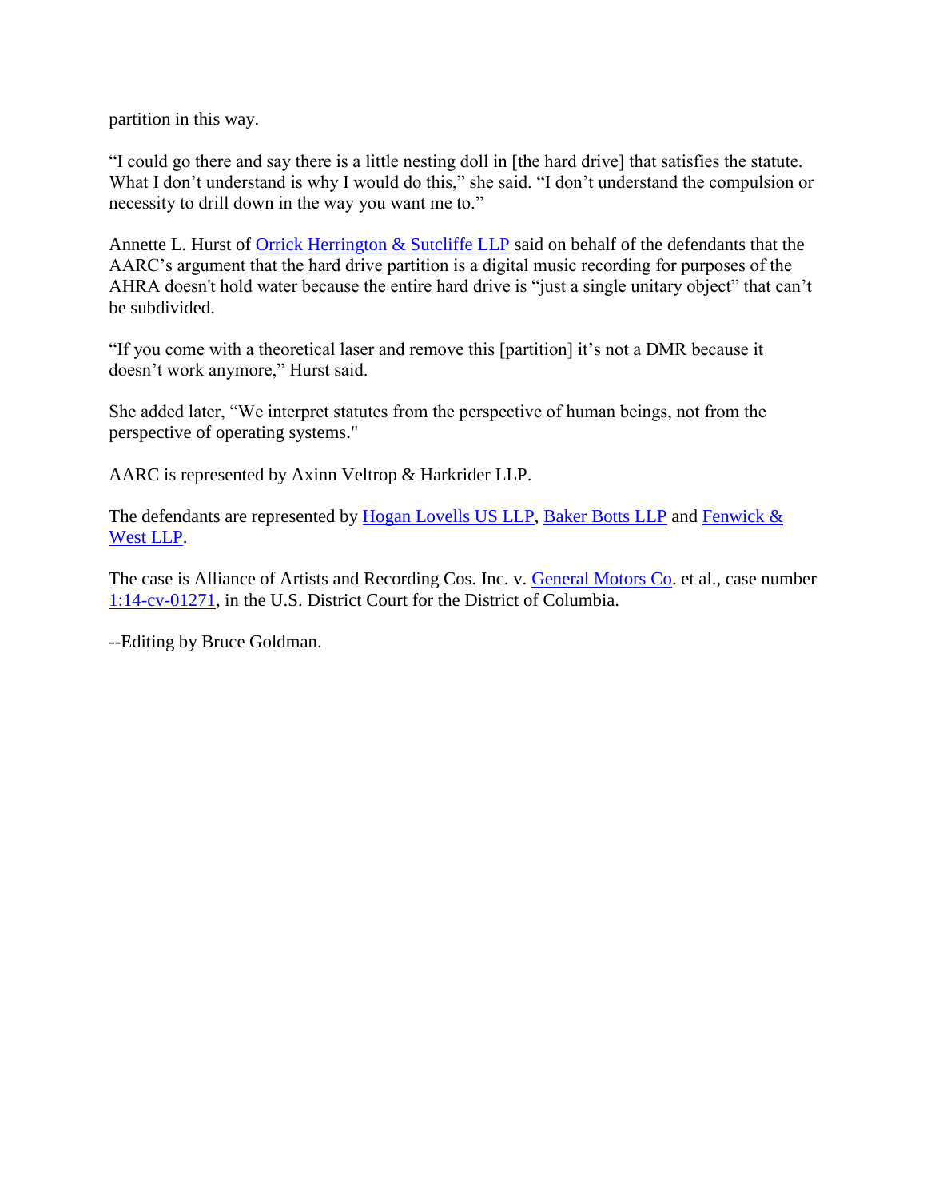partition in this way.

"I could go there and say there is a little nesting doll in [the hard drive] that satisfies the statute. What I don't understand is why I would do this," she said. "I don't understand the compulsion or necessity to drill down in the way you want me to."

Annette L. Hurst of Orrick Herrington & Sutcliffe LLP said on behalf of the defendants that the AARC's argument that the hard drive partition is a digital music recording for purposes of the AHRA doesn't hold water because the entire hard drive is "just a single unitary object" that can't be subdivided.

"If you come with a theoretical laser and remove this [partition] it's not a DMR because it doesn't work anymore," Hurst said.

She added later, "We interpret statutes from the perspective of human beings, not from the perspective of operating systems."

AARC is represented by Axinn Veltrop & Harkrider LLP.

The defendants are represented by Hogan Lovells US LLP, Baker Botts LLP and Fenwick & West LLP.

The case is Alliance of Artists and Recording Cos. Inc. v. General Motors Co. et al., case number 1:14-cv-01271, in the U.S. District Court for the District of Columbia.

--Editing by Bruce Goldman.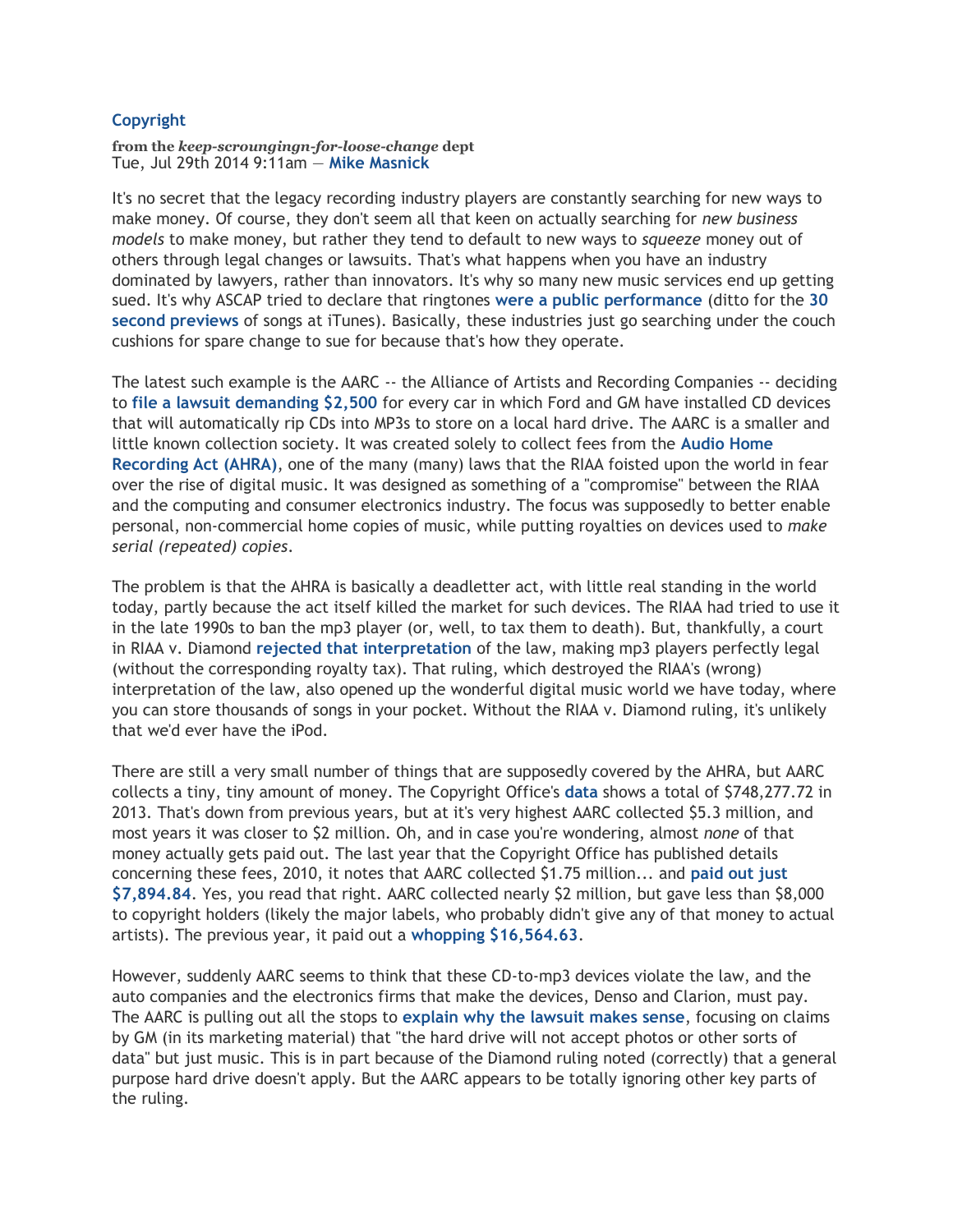**Copyright**

**from the *keep-scroungingn-for-loose-change* dept**
Tue, Jul 29th 2014 9:11am — **Mike Masnick**

It's no secret that the legacy recording industry players are constantly searching for new ways to make money. Of course, they don't seem all that keen on actually searching for *new business models* to make money, but rather they tend to default to new ways to *squeeze* money out of others through legal changes or lawsuits. That's what happens when you have an industry dominated by lawyers, rather than innovators. It's why so many new music services end up getting sued. It's why ASCAP tried to declare that ringtones **were a public performance** (ditto for the **30 second previews** of songs at iTunes). Basically, these industries just go searching under the couch cushions for spare change to sue for because that's how they operate.

The latest such example is the AARC -- the Alliance of Artists and Recording Companies -- deciding to **file a lawsuit demanding $2,500** for every car in which Ford and GM have installed CD devices that will automatically rip CDs into MP3s to store on a local hard drive. The AARC is a smaller and little known collection society. It was created solely to collect fees from the **Audio Home Recording Act (AHRA)**, one of the many (many) laws that the RIAA foisted upon the world in fear over the rise of digital music. It was designed as something of a "compromise" between the RIAA and the computing and consumer electronics industry. The focus was supposedly to better enable personal, non-commercial home copies of music, while putting royalties on devices used to *make serial (repeated) copies*.

The problem is that the AHRA is basically a deadletter act, with little real standing in the world today, partly because the act itself killed the market for such devices. The RIAA had tried to use it in the late 1990s to ban the mp3 player (or, well, to tax them to death). But, thankfully, a court in RIAA v. Diamond **rejected that interpretation** of the law, making mp3 players perfectly legal (without the corresponding royalty tax). That ruling, which destroyed the RIAA's (wrong) interpretation of the law, also opened up the wonderful digital music world we have today, where you can store thousands of songs in your pocket. Without the RIAA v. Diamond ruling, it's unlikely that we'd ever have the iPod.

There are still a very small number of things that are supposedly covered by the AHRA, but AARC collects a tiny, tiny amount of money. The Copyright Office's **data** shows a total of $748,277.72 in 2013. That's down from previous years, but at it's very highest AARC collected $5.3 million, and most years it was closer to $2 million. Oh, and in case you're wondering, almost *none* of that money actually gets paid out. The last year that the Copyright Office has published details concerning these fees, 2010, it notes that AARC collected $1.75 million... and **paid out just $7,894.84**. Yes, you read that right. AARC collected nearly $2 million, but gave less than $8,000 to copyright holders (likely the major labels, who probably didn't give any of that money to actual artists). The previous year, it paid out a **whopping $16,564.63**.

However, suddenly AARC seems to think that these CD-to-mp3 devices violate the law, and the auto companies and the electronics firms that make the devices, Denso and Clarion, must pay. The AARC is pulling out all the stops to **explain why the lawsuit makes sense**, focusing on claims by GM (in its marketing material) that "the hard drive will not accept photos or other sorts of data" but just music. This is in part because of the Diamond ruling noted (correctly) that a general purpose hard drive doesn't apply. But the AARC appears to be totally ignoring other key parts of the ruling.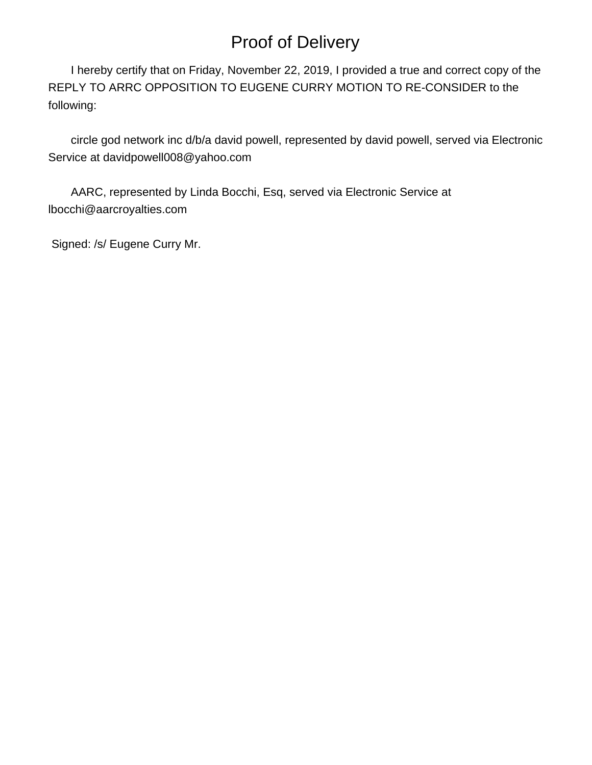# Proof of Delivery

I hereby certify that on Friday, November 22, 2019, I provided a true and correct copy of the REPLY TO ARRC OPPOSITION TO EUGENE CURRY MOTION TO RE-CONSIDER to the following:

circle god network inc d/b/a david powell, represented by david powell, served via Electronic Service at davidpowell008@yahoo.com

AARC, represented by Linda Bocchi, Esq, served via Electronic Service at lbocchi@aarcroyalties.com

Signed: /s/ Eugene Curry Mr.